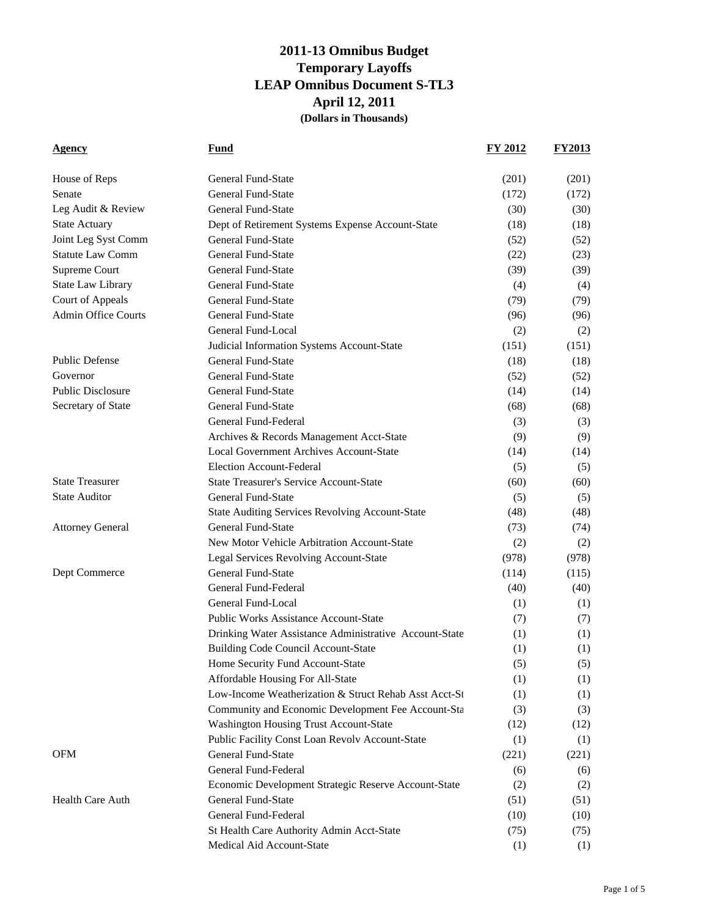# 2011-13 Omnibus Budget
## Temporary Layoffs
## LEAP Omnibus Document S-TL3
## April 12, 2011
**(Dollars in Thousands)**

| Agency | Fund | FY 2012 | FY2013 |
|---|---|---|---|
| House of Reps | General Fund-State | (201) | (201) |
| Senate | General Fund-State | (172) | (172) |
| Leg Audit & Review | General Fund-State | (30) | (30) |
| State Actuary | Dept of Retirement Systems Expense Account-State | (18) | (18) |
| Joint Leg Syst Comm | General Fund-State | (52) | (52) |
| Statute Law Comm | General Fund-State | (22) | (23) |
| Supreme Court | General Fund-State | (39) | (39) |
| State Law Library | General Fund-State | (4) | (4) |
| Court of Appeals | General Fund-State | (79) | (79) |
| Admin Office Courts | General Fund-State | (96) | (96) |
| | General Fund-Local | (2) | (2) |
| | Judicial Information Systems Account-State | (151) | (151) |
| Public Defense | General Fund-State | (18) | (18) |
| Governor | General Fund-State | (52) | (52) |
| Public Disclosure | General Fund-State | (14) | (14) |
| Secretary of State | General Fund-State | (68) | (68) |
| | General Fund-Federal | (3) | (3) |
| | Archives & Records Management Acct-State | (9) | (9) |
| | Local Government Archives Account-State | (14) | (14) |
| | Election Account-Federal | (5) | (5) |
| State Treasurer | State Treasurer's Service Account-State | (60) | (60) |
| State Auditor | General Fund-State | (5) | (5) |
| | State Auditing Services Revolving Account-State | (48) | (48) |
| Attorney General | General Fund-State | (73) | (74) |
| | New Motor Vehicle Arbitration Account-State | (2) | (2) |
| | Legal Services Revolving Account-State | (978) | (978) |
| Dept Commerce | General Fund-State | (114) | (115) |
| | General Fund-Federal | (40) | (40) |
| | General Fund-Local | (1) | (1) |
| | Public Works Assistance Account-State | (7) | (7) |
| | Drinking Water Assistance Administrative Account-State | (1) | (1) |
| | Building Code Council Account-State | (1) | (1) |
| | Home Security Fund Account-State | (5) | (5) |
| | Affordable Housing For All-State | (1) | (1) |
| | Low-Income Weatherization & Struct Rehab Asst Acct-St | (1) | (1) |
| | Community and Economic Development Fee Account-Sta | (3) | (3) |
| | Washington Housing Trust Account-State | (12) | (12) |
| | Public Facility Const Loan Revolv Account-State | (1) | (1) |
| OFM | General Fund-State | (221) | (221) |
| | General Fund-Federal | (6) | (6) |
| | Economic Development Strategic Reserve Account-State | (2) | (2) |
| Health Care Auth | General Fund-State | (51) | (51) |
| | General Fund-Federal | (10) | (10) |
| | St Health Care Authority Admin Acct-State | (75) | (75) |
| | Medical Aid Account-State | (1) | (1) |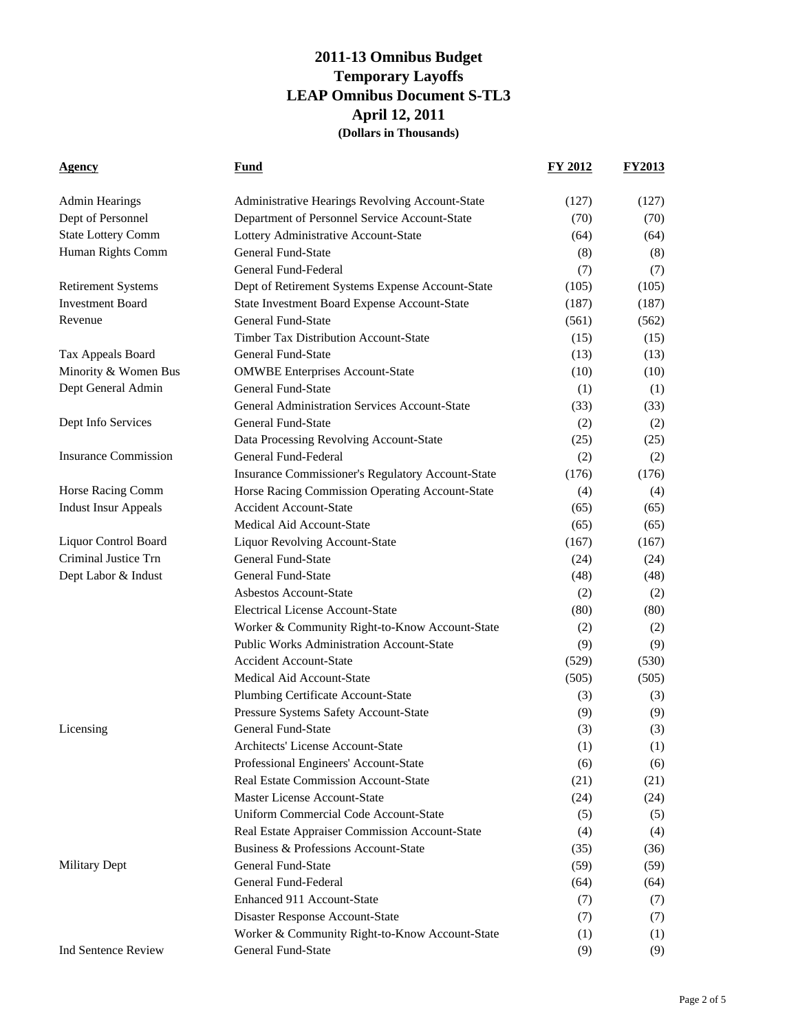# 2011-13 Omnibus Budget
## Temporary Layoffs
## LEAP Omnibus Document S-TL3
## April 12, 2011
**(Dollars in Thousands)**

| Agency | Fund | FY 2012 | FY2013 |
|---|---|---|---|
| Admin Hearings | Administrative Hearings Revolving Account-State | (127) | (127) |
| Dept of Personnel | Department of Personnel Service Account-State | (70) | (70) |
| State Lottery Comm | Lottery Administrative Account-State | (64) | (64) |
| Human Rights Comm | General Fund-State | (8) | (8) |
| | General Fund-Federal | (7) | (7) |
| Retirement Systems | Dept of Retirement Systems Expense Account-State | (105) | (105) |
| Investment Board | State Investment Board Expense Account-State | (187) | (187) |
| Revenue | General Fund-State | (561) | (562) |
| | Timber Tax Distribution Account-State | (15) | (15) |
| Tax Appeals Board | General Fund-State | (13) | (13) |
| Minority & Women Bus | OMWBE Enterprises Account-State | (10) | (10) |
| Dept General Admin | General Fund-State | (1) | (1) |
| | General Administration Services Account-State | (33) | (33) |
| Dept Info Services | General Fund-State | (2) | (2) |
| | Data Processing Revolving Account-State | (25) | (25) |
| Insurance Commission | General Fund-Federal | (2) | (2) |
| | Insurance Commissioner's Regulatory Account-State | (176) | (176) |
| Horse Racing Comm | Horse Racing Commission Operating Account-State | (4) | (4) |
| Indust Insur Appeals | Accident Account-State | (65) | (65) |
| | Medical Aid Account-State | (65) | (65) |
| Liquor Control Board | Liquor Revolving Account-State | (167) | (167) |
| Criminal Justice Trn | General Fund-State | (24) | (24) |
| Dept Labor & Indust | General Fund-State | (48) | (48) |
| | Asbestos Account-State | (2) | (2) |
| | Electrical License Account-State | (80) | (80) |
| | Worker & Community Right-to-Know Account-State | (2) | (2) |
| | Public Works Administration Account-State | (9) | (9) |
| | Accident Account-State | (529) | (530) |
| | Medical Aid Account-State | (505) | (505) |
| | Plumbing Certificate Account-State | (3) | (3) |
| | Pressure Systems Safety Account-State | (9) | (9) |
| Licensing | General Fund-State | (3) | (3) |
| | Architects' License Account-State | (1) | (1) |
| | Professional Engineers' Account-State | (6) | (6) |
| | Real Estate Commission Account-State | (21) | (21) |
| | Master License Account-State | (24) | (24) |
| | Uniform Commercial Code Account-State | (5) | (5) |
| | Real Estate Appraiser Commission Account-State | (4) | (4) |
| | Business & Professions Account-State | (35) | (36) |
| Military Dept | General Fund-State | (59) | (59) |
| | General Fund-Federal | (64) | (64) |
| | Enhanced 911 Account-State | (7) | (7) |
| | Disaster Response Account-State | (7) | (7) |
| | Worker & Community Right-to-Know Account-State | (1) | (1) |
| Ind Sentence Review | General Fund-State | (9) | (9) |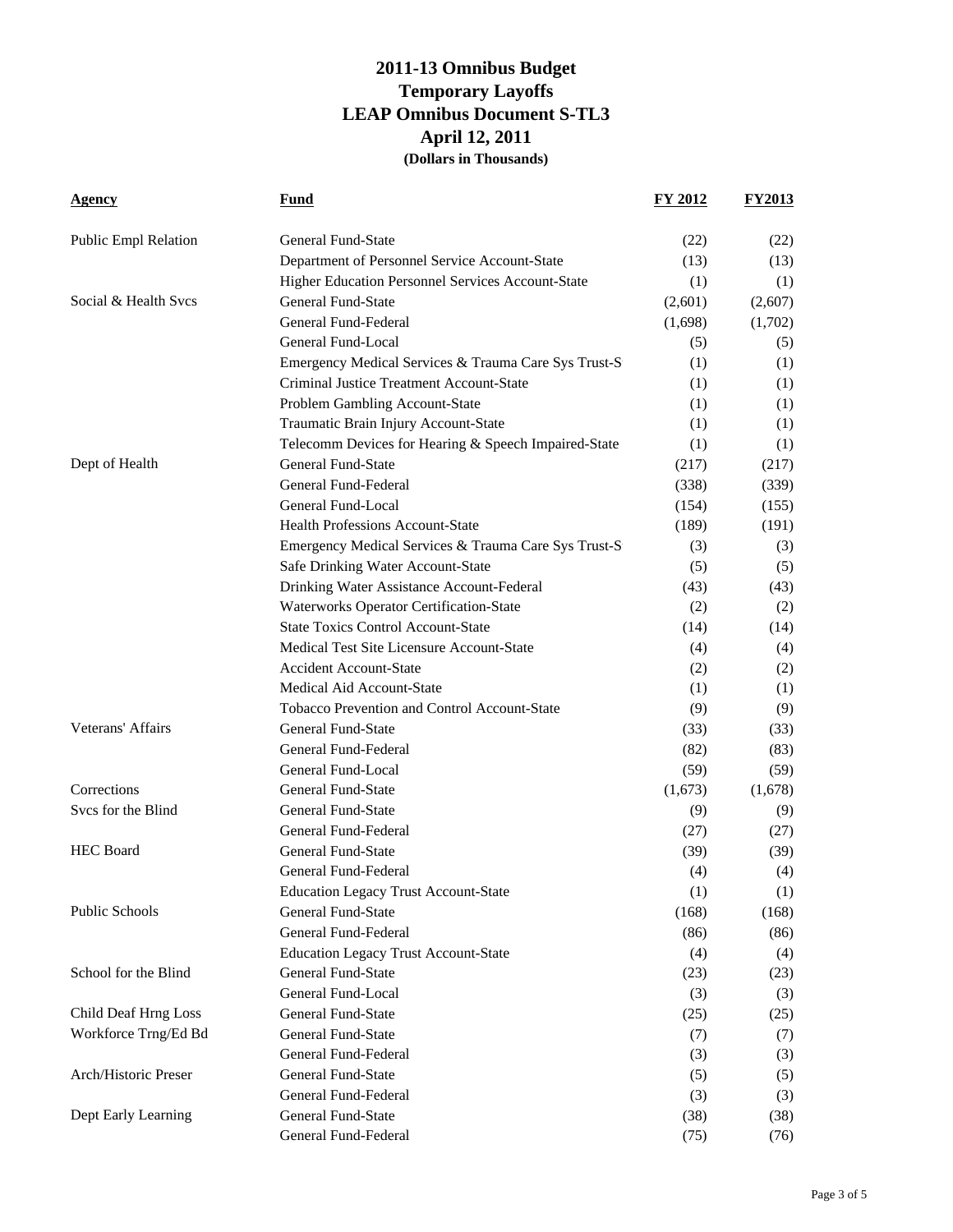# 2011-13 Omnibus Budget
## Temporary Layoffs
## LEAP Omnibus Document S-TL3
## April 12, 2011
**(Dollars in Thousands)**

| Agency | Fund | FY 2012 | FY2013 |
|---|---|---|---|
| Public Empl Relation | General Fund-State | (22) | (22) |
| | Department of Personnel Service Account-State | (13) | (13) |
| | Higher Education Personnel Services Account-State | (1) | (1) |
| Social & Health Svcs | General Fund-State | (2,601) | (2,607) |
| | General Fund-Federal | (1,698) | (1,702) |
| | General Fund-Local | (5) | (5) |
| | Emergency Medical Services & Trauma Care Sys Trust-S | (1) | (1) |
| | Criminal Justice Treatment Account-State | (1) | (1) |
| | Problem Gambling Account-State | (1) | (1) |
| | Traumatic Brain Injury Account-State | (1) | (1) |
| | Telecomm Devices for Hearing & Speech Impaired-State | (1) | (1) |
| Dept of Health | General Fund-State | (217) | (217) |
| | General Fund-Federal | (338) | (339) |
| | General Fund-Local | (154) | (155) |
| | Health Professions Account-State | (189) | (191) |
| | Emergency Medical Services & Trauma Care Sys Trust-S | (3) | (3) |
| | Safe Drinking Water Account-State | (5) | (5) |
| | Drinking Water Assistance Account-Federal | (43) | (43) |
| | Waterworks Operator Certification-State | (2) | (2) |
| | State Toxics Control Account-State | (14) | (14) |
| | Medical Test Site Licensure Account-State | (4) | (4) |
| | Accident Account-State | (2) | (2) |
| | Medical Aid Account-State | (1) | (1) |
| | Tobacco Prevention and Control Account-State | (9) | (9) |
| Veterans' Affairs | General Fund-State | (33) | (33) |
| | General Fund-Federal | (82) | (83) |
| | General Fund-Local | (59) | (59) |
| Corrections | General Fund-State | (1,673) | (1,678) |
| Svcs for the Blind | General Fund-State | (9) | (9) |
| | General Fund-Federal | (27) | (27) |
| HEC Board | General Fund-State | (39) | (39) |
| | General Fund-Federal | (4) | (4) |
| | Education Legacy Trust Account-State | (1) | (1) |
| Public Schools | General Fund-State | (168) | (168) |
| | General Fund-Federal | (86) | (86) |
| | Education Legacy Trust Account-State | (4) | (4) |
| School for the Blind | General Fund-State | (23) | (23) |
| | General Fund-Local | (3) | (3) |
| Child Deaf Hrng Loss | General Fund-State | (25) | (25) |
| Workforce Trng/Ed Bd | General Fund-State | (7) | (7) |
| | General Fund-Federal | (3) | (3) |
| Arch/Historic Preser | General Fund-State | (5) | (5) |
| | General Fund-Federal | (3) | (3) |
| Dept Early Learning | General Fund-State | (38) | (38) |
| | General Fund-Federal | (75) | (76) |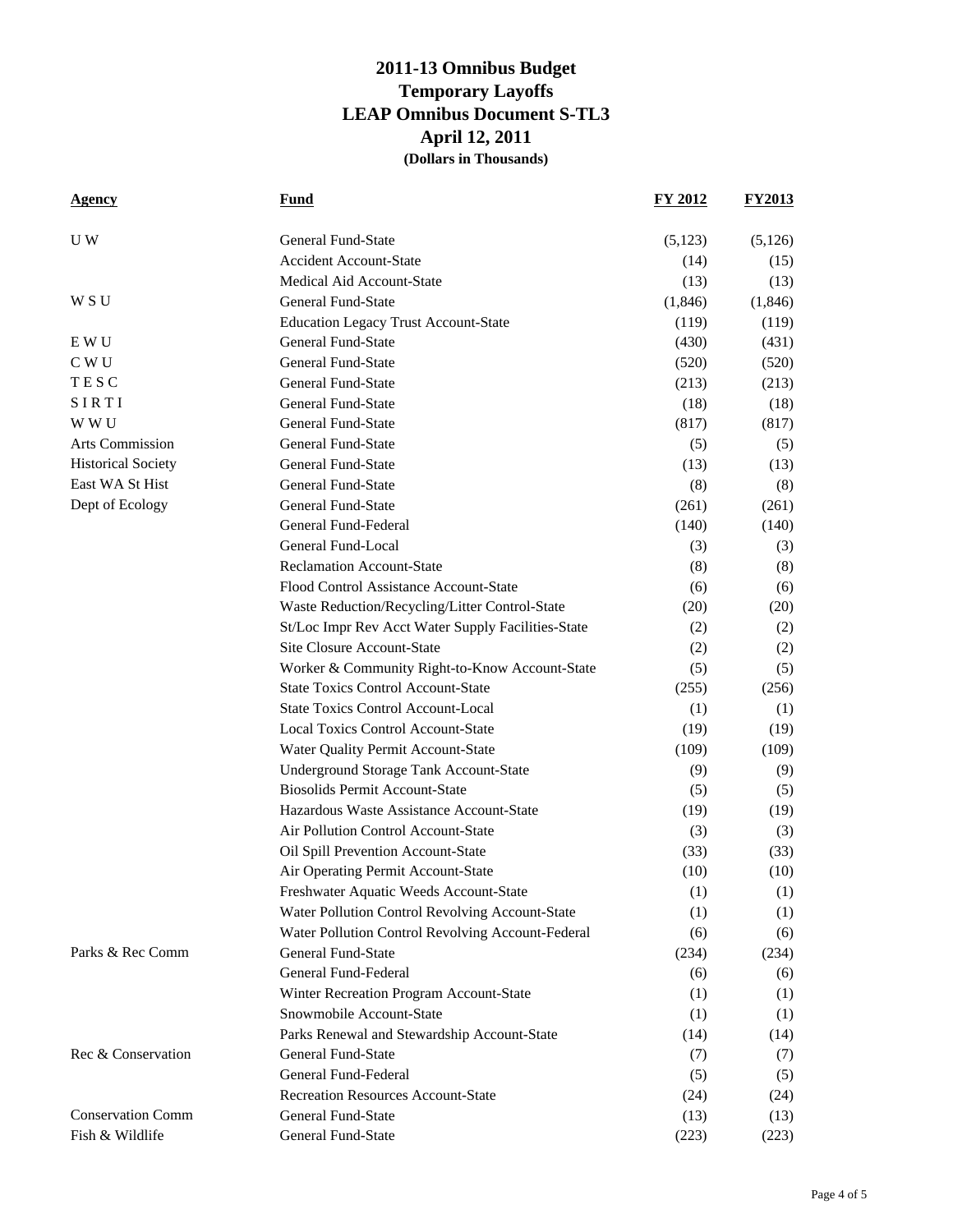# 2011-13 Omnibus Budget
## Temporary Layoffs
## LEAP Omnibus Document S-TL3
## April 12, 2011
**(Dollars in Thousands)**

| Agency | Fund | FY 2012 | FY2013 |
|---|---|---|---|
| U W | General Fund-State | (5,123) | (5,126) |
| | Accident Account-State | (14) | (15) |
| | Medical Aid Account-State | (13) | (13) |
| W S U | General Fund-State | (1,846) | (1,846) |
| | Education Legacy Trust Account-State | (119) | (119) |
| E W U | General Fund-State | (430) | (431) |
| C W U | General Fund-State | (520) | (520) |
| T E S C | General Fund-State | (213) | (213) |
| S I R T I | General Fund-State | (18) | (18) |
| W W U | General Fund-State | (817) | (817) |
| Arts Commission | General Fund-State | (5) | (5) |
| Historical Society | General Fund-State | (13) | (13) |
| East WA St Hist | General Fund-State | (8) | (8) |
| Dept of Ecology | General Fund-State | (261) | (261) |
| | General Fund-Federal | (140) | (140) |
| | General Fund-Local | (3) | (3) |
| | Reclamation Account-State | (8) | (8) |
| | Flood Control Assistance Account-State | (6) | (6) |
| | Waste Reduction/Recycling/Litter Control-State | (20) | (20) |
| | St/Loc Impr Rev Acct Water Supply Facilities-State | (2) | (2) |
| | Site Closure Account-State | (2) | (2) |
| | Worker & Community Right-to-Know Account-State | (5) | (5) |
| | State Toxics Control Account-State | (255) | (256) |
| | State Toxics Control Account-Local | (1) | (1) |
| | Local Toxics Control Account-State | (19) | (19) |
| | Water Quality Permit Account-State | (109) | (109) |
| | Underground Storage Tank Account-State | (9) | (9) |
| | Biosolids Permit Account-State | (5) | (5) |
| | Hazardous Waste Assistance Account-State | (19) | (19) |
| | Air Pollution Control Account-State | (3) | (3) |
| | Oil Spill Prevention Account-State | (33) | (33) |
| | Air Operating Permit Account-State | (10) | (10) |
| | Freshwater Aquatic Weeds Account-State | (1) | (1) |
| | Water Pollution Control Revolving Account-State | (1) | (1) |
| | Water Pollution Control Revolving Account-Federal | (6) | (6) |
| Parks & Rec Comm | General Fund-State | (234) | (234) |
| | General Fund-Federal | (6) | (6) |
| | Winter Recreation Program Account-State | (1) | (1) |
| | Snowmobile Account-State | (1) | (1) |
| | Parks Renewal and Stewardship Account-State | (14) | (14) |
| Rec & Conservation | General Fund-State | (7) | (7) |
| | General Fund-Federal | (5) | (5) |
| | Recreation Resources Account-State | (24) | (24) |
| Conservation Comm | General Fund-State | (13) | (13) |
| Fish & Wildlife | General Fund-State | (223) | (223) |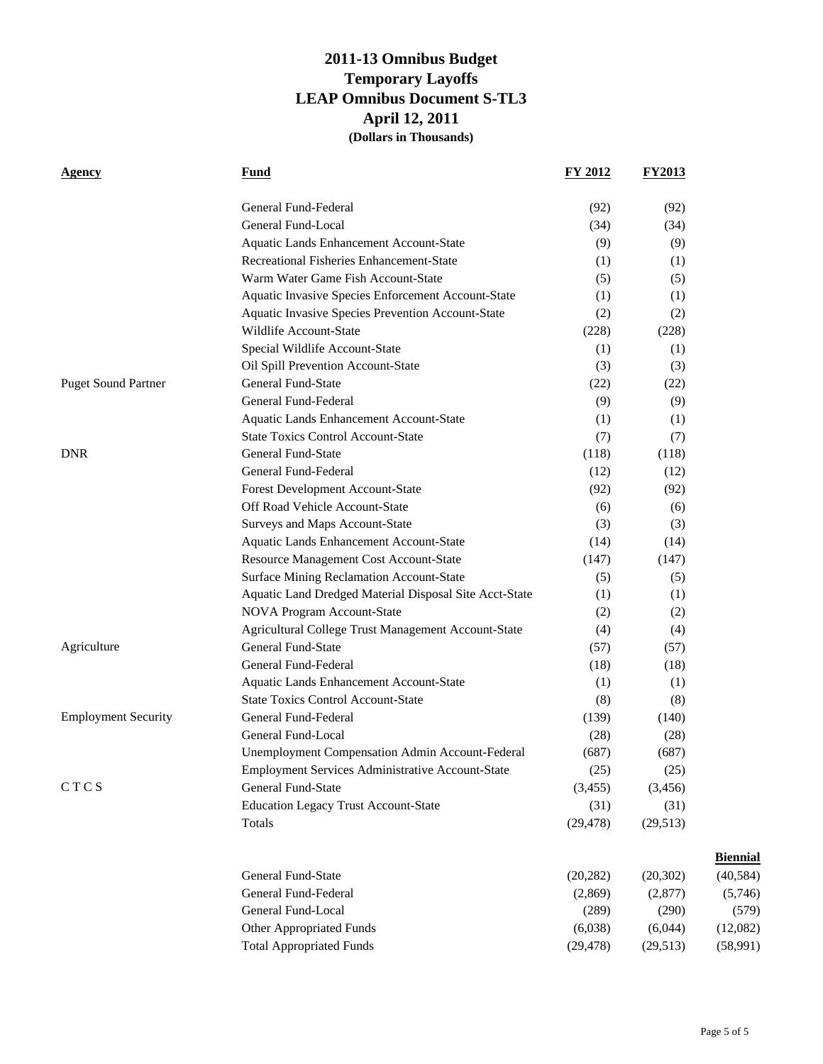# 2011-13 Omnibus Budget
## Temporary Layoffs
## LEAP Omnibus Document S-TL3
## April 12, 2011
**(Dollars in Thousands)**

| Agency | Fund | FY 2012 | FY2013 | |
|---|---|---|---|---|
| | General Fund-Federal | (92) | (92) | |
| | General Fund-Local | (34) | (34) | |
| | Aquatic Lands Enhancement Account-State | (9) | (9) | |
| | Recreational Fisheries Enhancement-State | (1) | (1) | |
| | Warm Water Game Fish Account-State | (5) | (5) | |
| | Aquatic Invasive Species Enforcement Account-State | (1) | (1) | |
| | Aquatic Invasive Species Prevention Account-State | (2) | (2) | |
| | Wildlife Account-State | (228) | (228) | |
| | Special Wildlife Account-State | (1) | (1) | |
| | Oil Spill Prevention Account-State | (3) | (3) | |
| Puget Sound Partner | General Fund-State | (22) | (22) | |
| | General Fund-Federal | (9) | (9) | |
| | Aquatic Lands Enhancement Account-State | (1) | (1) | |
| | State Toxics Control Account-State | (7) | (7) | |
| DNR | General Fund-State | (118) | (118) | |
| | General Fund-Federal | (12) | (12) | |
| | Forest Development Account-State | (92) | (92) | |
| | Off Road Vehicle Account-State | (6) | (6) | |
| | Surveys and Maps Account-State | (3) | (3) | |
| | Aquatic Lands Enhancement Account-State | (14) | (14) | |
| | Resource Management Cost Account-State | (147) | (147) | |
| | Surface Mining Reclamation Account-State | (5) | (5) | |
| | Aquatic Land Dredged Material Disposal Site Acct-State | (1) | (1) | |
| | NOVA Program Account-State | (2) | (2) | |
| | Agricultural College Trust Management Account-State | (4) | (4) | |
| Agriculture | General Fund-State | (57) | (57) | |
| | General Fund-Federal | (18) | (18) | |
| | Aquatic Lands Enhancement Account-State | (1) | (1) | |
| | State Toxics Control Account-State | (8) | (8) | |
| Employment Security | General Fund-Federal | (139) | (140) | |
| | General Fund-Local | (28) | (28) | |
| | Unemployment Compensation Admin Account-Federal | (687) | (687) | |
| | Employment Services Administrative Account-State | (25) | (25) | |
| C T C S | General Fund-State | (3,455) | (3,456) | |
| | Education Legacy Trust Account-State | (31) | (31) | |
| | Totals | (29,478) | (29,513) | |
| | | | | **Biennial** |
| | General Fund-State | (20,282) | (20,302) | (40,584) |
| | General Fund-Federal | (2,869) | (2,877) | (5,746) |
| | General Fund-Local | (289) | (290) | (579) |
| | Other Appropriated Funds | (6,038) | (6,044) | (12,082) |
| | Total Appropriated Funds | (29,478) | (29,513) | (58,991) |